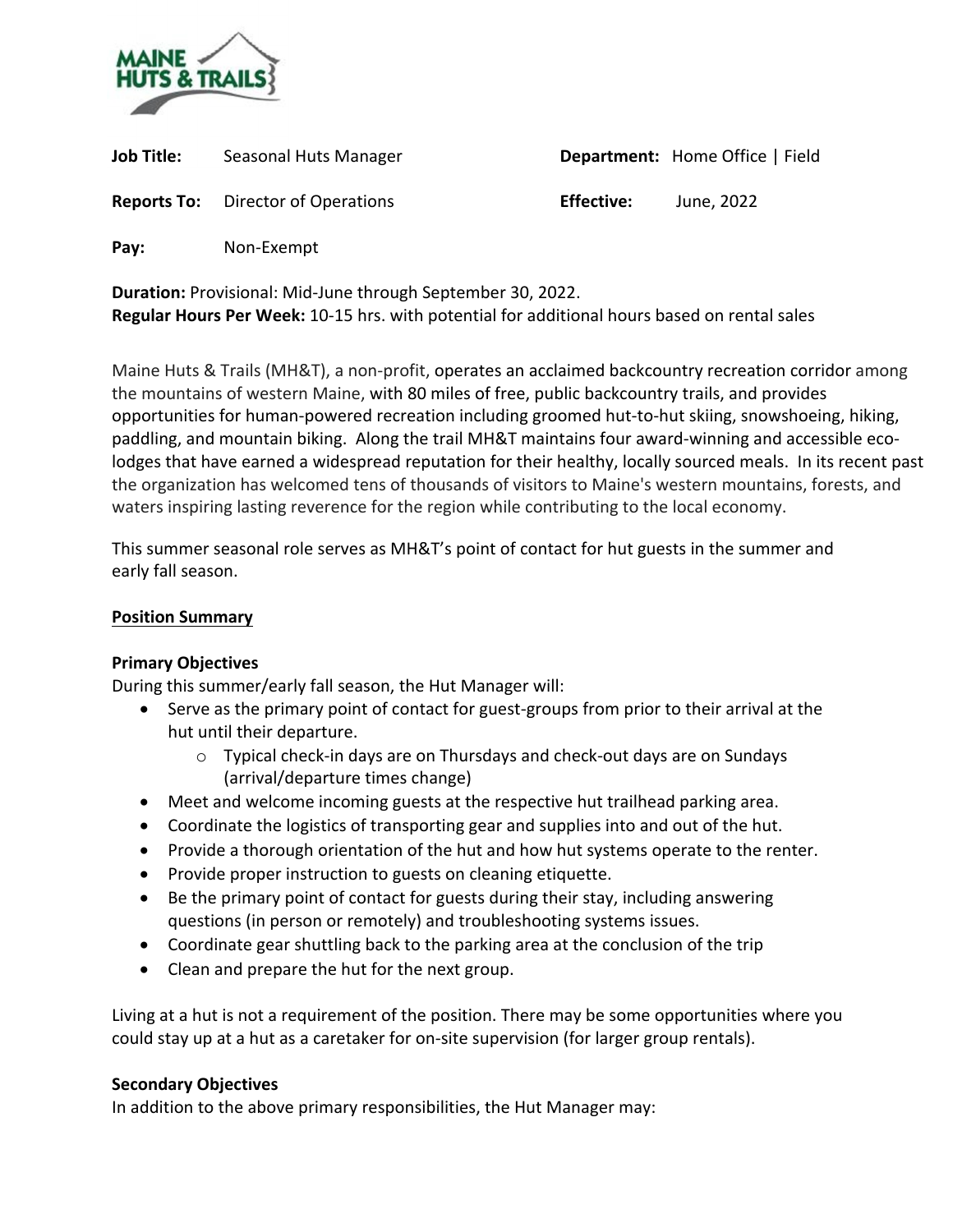| **Job Title:** | Seasonal Huts Manager | **Department:** | Home Office \| Field |
|---|---|---|---|
| **Reports To:** | Director of Operations | **Effective:** | June, 2022 |
| **Pay:** | Non-Exempt | | |

**Duration:** Provisional: Mid-June through September 30, 2022.
**Regular Hours Per Week:** 10-15 hrs. with potential for additional hours based on rental sales

Maine Huts & Trails (MH&T), a non-profit, operates an acclaimed backcountry recreation corridor among the mountains of western Maine, with 80 miles of free, public backcountry trails, and provides opportunities for human-powered recreation including groomed hut-to-hut skiing, snowshoeing, hiking, paddling, and mountain biking. Along the trail MH&T maintains four award-winning and accessible eco-lodges that have earned a widespread reputation for their healthy, locally sourced meals. In its recent past the organization has welcomed tens of thousands of visitors to Maine's western mountains, forests, and waters inspiring lasting reverence for the region while contributing to the local economy.

This summer seasonal role serves as MH&T's point of contact for hut guests in the summer and early fall season.

## Position Summary

### Primary Objectives

During this summer/early fall season, the Hut Manager will:

- Serve as the primary point of contact for guest-groups from prior to their arrival at the hut until their departure.
    - Typical check-in days are on Thursdays and check-out days are on Sundays (arrival/departure times change)
- Meet and welcome incoming guests at the respective hut trailhead parking area.
- Coordinate the logistics of transporting gear and supplies into and out of the hut.
- Provide a thorough orientation of the hut and how hut systems operate to the renter.
- Provide proper instruction to guests on cleaning etiquette.
- Be the primary point of contact for guests during their stay, including answering questions (in person or remotely) and troubleshooting systems issues.
- Coordinate gear shuttling back to the parking area at the conclusion of the trip
- Clean and prepare the hut for the next group.

Living at a hut is not a requirement of the position. There may be some opportunities where you could stay up at a hut as a caretaker for on-site supervision (for larger group rentals).

### Secondary Objectives

In addition to the above primary responsibilities, the Hut Manager may: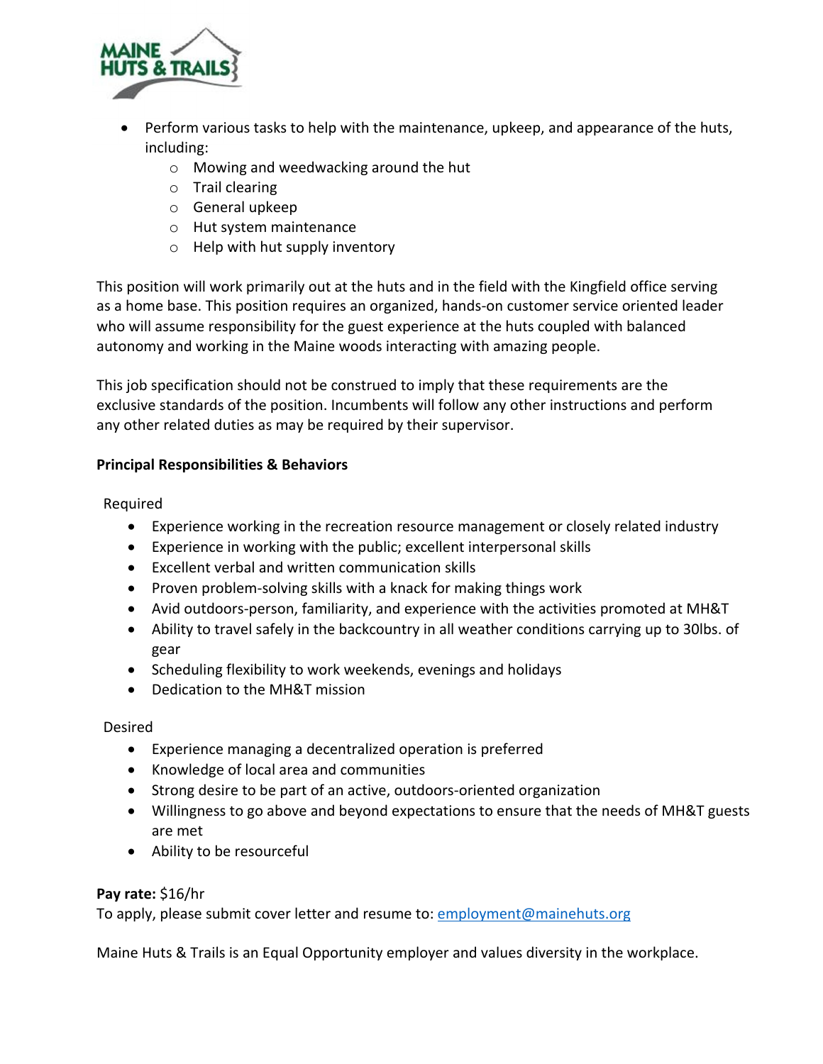- Perform various tasks to help with the maintenance, upkeep, and appearance of the huts, including:
    - Mowing and weedwacking around the hut
    - Trail clearing
    - General upkeep
    - Hut system maintenance
    - Help with hut supply inventory

This position will work primarily out at the huts and in the field with the Kingfield office serving as a home base. This position requires an organized, hands-on customer service oriented leader who will assume responsibility for the guest experience at the huts coupled with balanced autonomy and working in the Maine woods interacting with amazing people.

This job specification should not be construed to imply that these requirements are the exclusive standards of the position. Incumbents will follow any other instructions and perform any other related duties as may be required by their supervisor.

**Principal Responsibilities & Behaviors**

Required

- Experience working in the recreation resource management or closely related industry
- Experience in working with the public; excellent interpersonal skills
- Excellent verbal and written communication skills
- Proven problem-solving skills with a knack for making things work
- Avid outdoors-person, familiarity, and experience with the activities promoted at MH&T
- Ability to travel safely in the backcountry in all weather conditions carrying up to 30lbs. of gear
- Scheduling flexibility to work weekends, evenings and holidays
- Dedication to the MH&T mission

Desired

- Experience managing a decentralized operation is preferred
- Knowledge of local area and communities
- Strong desire to be part of an active, outdoors-oriented organization
- Willingness to go above and beyond expectations to ensure that the needs of MH&T guests are met
- Ability to be resourceful

**Pay rate:** $16/hr
To apply, please submit cover letter and resume to: employment@mainehuts.org

Maine Huts & Trails is an Equal Opportunity employer and values diversity in the workplace.